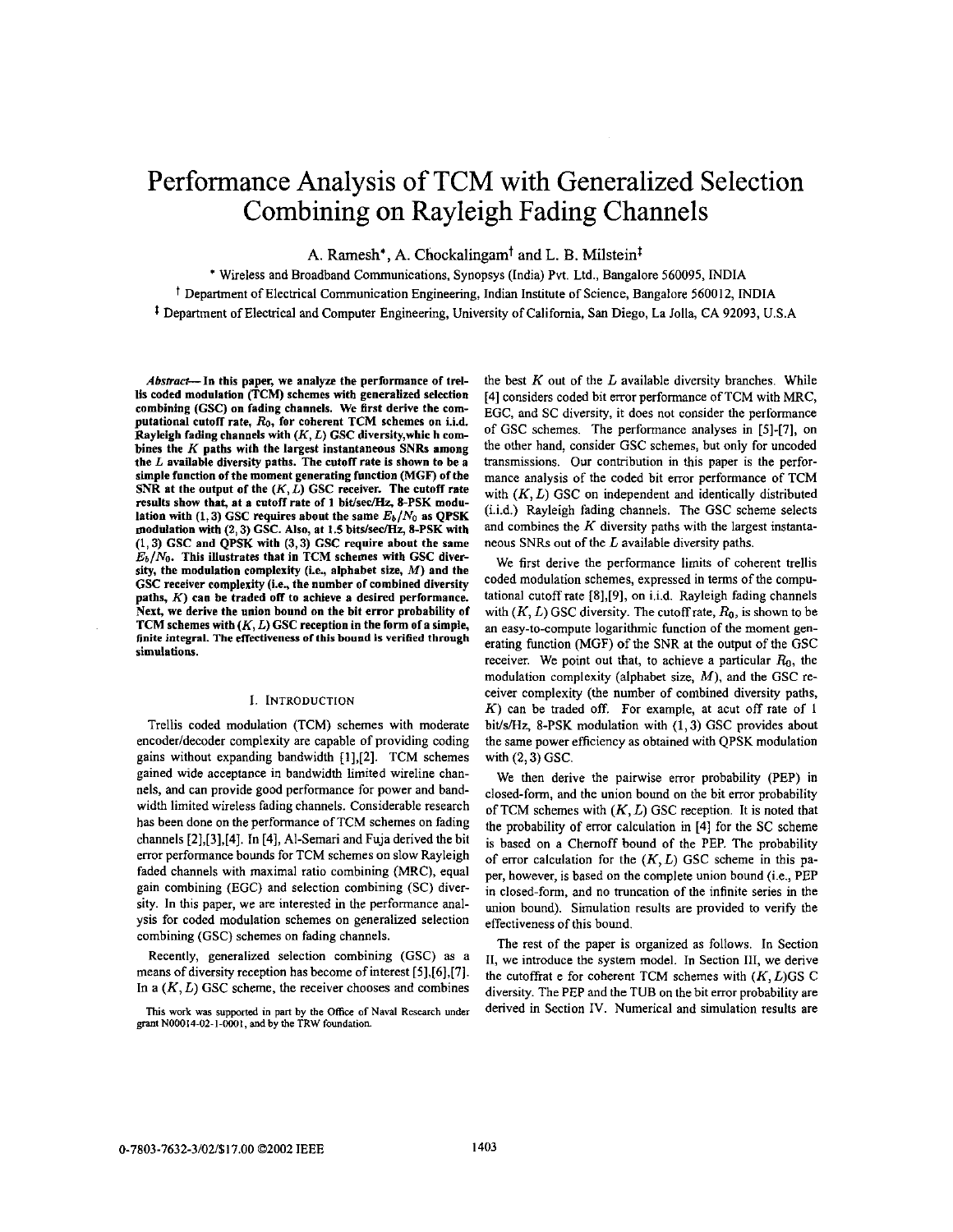# Performance Analysis of TCM with Generalized Selection Combining on Rayleigh Fading Channels

A. Ramesh*, A. Chockalingam† and L. B. Milstein‡

\* Wireless and Broadband Communications, Synopsys (India) Pvt. Ltd., Bangalore 560095, INDIA

† Department of Electrical Communication Engineering, Indian Institute of Science, Bangalore 560012, INDIA

‡ Department of Electrical and Computer Engineering, University of California, San Diego, La Jolla, CA 92093, U.S.A

***Abstract*— In this paper, we analyze the performance of trellis coded modulation (TCM) schemes with generalized selection combining (GSC) on fading channels. We first derive the computational cutoff rate, $R_0$, for coherent TCM schemes on i.i.d. Rayleigh fading channels with $(K, L)$ GSC diversity,whic h combines the $K$ paths with the largest instantaneous SNRs among the $L$ available diversity paths. The cutoff rate is shown to be a simple function of the moment generating function (MGF) of the SNR at the output of the $(K, L)$ GSC receiver. The cutoff rate results show that, at a cutoff rate of 1 bit/sec/Hz, 8-PSK modulation with $(1,3)$ GSC requires about the same $E_b/N_0$ as QPSK modulation with $(2,3)$ GSC. Also, at 1.5 bits/sec/Hz, 8-PSK with $(1,3)$ GSC and QPSK with $(3,3)$ GSC require about the same $E_b/N_0$. This illustrates that in TCM schemes with GSC diversity, the modulation complexity (i.e., alphabet size, $M$) and the GSC receiver complexity (i.e., the number of combined diversity paths, $K$) can be traded off to achieve a desired performance. Next, we derive the union bound on the bit error probability of TCM schemes with $(K, L)$ GSC reception in the form of a simple, finite integral. The effectiveness of this bound is verified through simulations.**

## I. Introduction

Trellis coded modulation (TCM) schemes with moderate encoder/decoder complexity are capable of providing coding gains without expanding bandwidth [1],[2]. TCM schemes gained wide acceptance in bandwidth limited wireline channels, and can provide good performance for power and bandwidth limited wireless fading channels. Considerable research has been done on the performance of TCM schemes on fading channels [2],[3],[4]. In [4], Al-Semari and Fuja derived the bit error performance bounds for TCM schemes on slow Rayleigh faded channels with maximal ratio combining (MRC), equal gain combining (EGC) and selection combining (SC) diversity. In this paper, we are interested in the performance analysis for coded modulation schemes on generalized selection combining (GSC) schemes on fading channels.

Recently, generalized selection combining (GSC) as a means of diversity reception has become of interest [5],[6],[7]. In a $(K, L)$ GSC scheme, the receiver chooses and combines the best $K$ out of the $L$ available diversity branches. While [4] considers coded bit error performance of TCM with MRC, EGC, and SC diversity, it does not consider the performance of GSC schemes. The performance analyses in [5]-[7], on the other hand, consider GSC schemes, but only for uncoded transmissions. Our contribution in this paper is the performance analysis of the coded bit error performance of TCM with $(K, L)$ GSC on independent and identically distributed (i.i.d.) Rayleigh fading channels. The GSC scheme selects and combines the $K$ diversity paths with the largest instantaneous SNRs out of the $L$ available diversity paths.

We first derive the performance limits of coherent trellis coded modulation schemes, expressed in terms of the computational cutoff rate [8],[9], on i.i.d. Rayleigh fading channels with $(K, L)$ GSC diversity. The cutoff rate, $R_0$, is shown to be an easy-to-compute logarithmic function of the moment generating function (MGF) of the SNR at the output of the GSC receiver. We point out that, to achieve a particular $R_0$, the modulation complexity (alphabet size, $M$), and the GSC receiver complexity (the number of combined diversity paths, $K$) can be traded off. For example, at acut off rate of 1 bit/s/Hz, 8-PSK modulation with $(1,3)$ GSC provides about the same power efficiency as obtained with QPSK modulation with $(2,3)$ GSC.

We then derive the pairwise error probability (PEP) in closed-form, and the union bound on the bit error probability of TCM schemes with $(K, L)$ GSC reception. It is noted that the probability of error calculation in [4] for the SC scheme is based on a Chernoff bound of the PEP. The probability of error calculation for the $(K, L)$ GSC scheme in this paper, however, is based on the complete union bound (i.e., PEP in closed-form, and no truncation of the infinite series in the union bound). Simulation results are provided to verify the effectiveness of this bound.

The rest of the paper is organized as follows. In Section II, we introduce the system model. In Section III, we derive the cutoffrat e for coherent TCM schemes with $(K, L)$GS C diversity. The PEP and the TUB on the bit error probability are derived in Section IV. Numerical and simulation results are

This work was supported in part by the Office of Naval Research under grant N00014-02-1-0001, and by the TRW foundation.

0-7803-7632-3/02/$17.00 ©2002 IEEE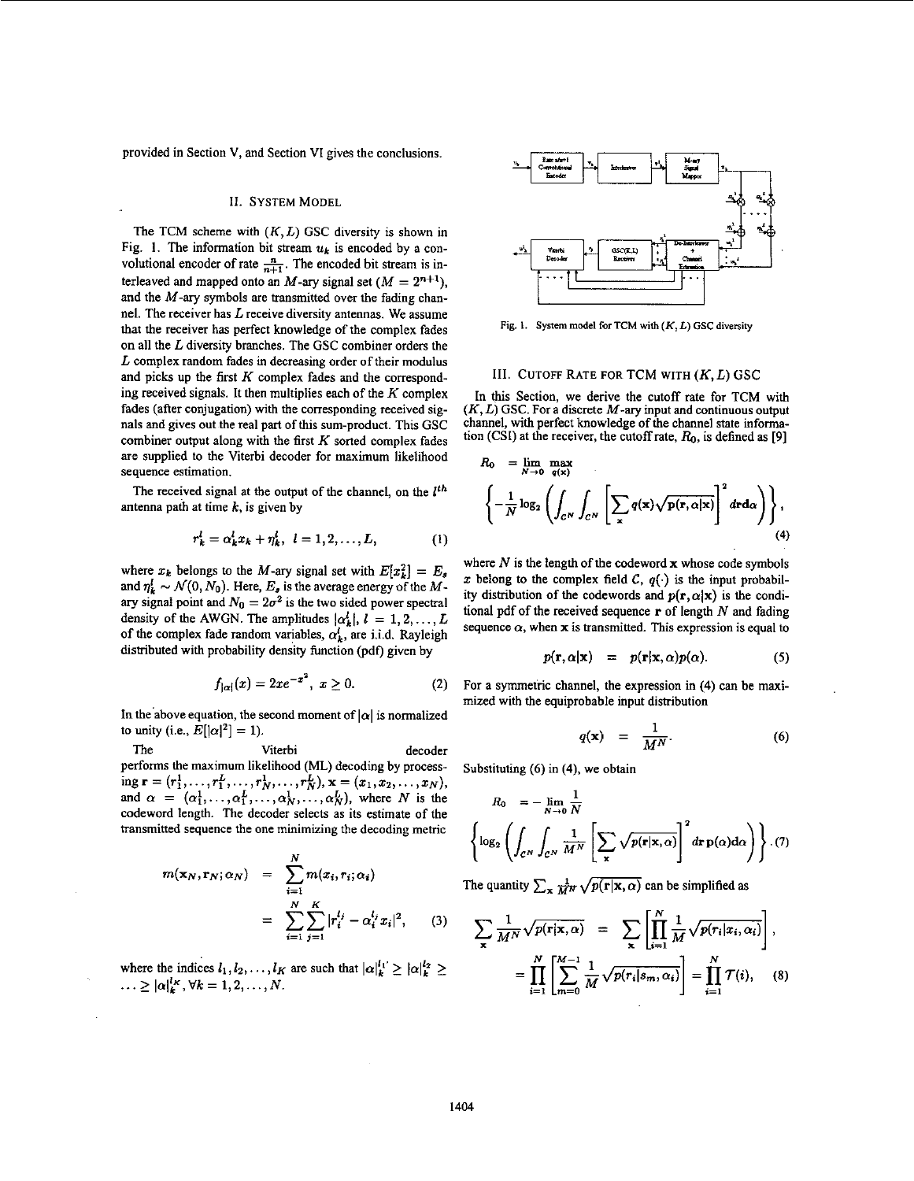provided in Section V, and Section VI gives the conclusions.

## II. System Model

The TCM scheme with $(K, L)$ GSC diversity is shown in Fig. 1. The information bit stream $u_k$ is encoded by a convolutional encoder of rate $\frac{n}{n+1}$. The encoded bit stream is interleaved and mapped onto an $M$-ary signal set ($M = 2^{n+1}$), and the $M$-ary symbols are transmitted over the fading channel. The receiver has $L$ receive diversity antennas. We assume that the receiver has perfect knowledge of the complex fades on all the $L$ diversity branches. The GSC combiner orders the $L$ complex random fades in decreasing order of their modulus and picks up the first $K$ complex fades and the corresponding received signals. It then multiplies each of the $K$ complex fades (after conjugation) with the corresponding received signals and gives out the real part of this sum-product. This GSC combiner output along with the first $K$ sorted complex fades are supplied to the Viterbi decoder for maximum likelihood sequence estimation.

The received signal at the output of the channel, on the $l^{th}$ antenna path at time $k$, is given by

$$r_k^l = \alpha_k^l x_k + \eta_k^l, \quad l = 1, 2, \ldots, L, \tag{1}$$

where $x_k$ belongs to the $M$-ary signal set with $E[x_k^2] = E_s$ and $\eta_k^l \sim \mathcal{N}(0, N_0)$. Here, $E_s$ is the average energy of the $M$-ary signal point and $N_0 = 2\sigma^2$ is the two sided power spectral density of the AWGN. The amplitudes $|\alpha_k^l|$, $l = 1, 2, \ldots, L$ of the complex fade random variables, $\alpha_k^l$, are i.i.d. Rayleigh distributed with probability density function (pdf) given by

$$f_{|\alpha|}(x) = 2xe^{-x^2}, \; x \geq 0. \tag{2}$$

In the above equation, the second moment of $|\alpha|$ is normalized to unity (i.e., $E[|\alpha|^2] = 1$).

The Viterbi decoder performs the maximum likelihood (ML) decoding by processing $\mathbf{r} = (r_1^1, \ldots, r_1^L, \ldots, r_N^1, \ldots, r_N^L)$, $\mathbf{x} = (x_1, x_2, \ldots, x_N)$, and $\alpha = (\alpha_1^1, \ldots, \alpha_1^L, \ldots, \alpha_N^1, \ldots, \alpha_N^L)$, where $N$ is the codeword length. The decoder selects as its estimate of the transmitted sequence the one minimizing the decoding metric

$$\begin{aligned} m(\mathbf{x}_N, \mathbf{r}_N; \alpha_N) &= \sum_{i=1}^{N} m(x_i, r_i; \alpha_i) \\ &= \sum_{i=1}^{N} \sum_{j=1}^{K} |r_i^{l_j} - \alpha_i^{l_j} x_i|^2, \end{aligned} \tag{3}$$

where the indices $l_1, l_2, \ldots, l_K$ are such that $|\alpha|_k^{l_1} \geq |\alpha|_k^{l_2} \geq \ldots \geq |\alpha|_k^{l_K}, \forall k = 1, 2, \ldots, N$.

Fig. 1. System model for TCM with $(K, L)$ GSC diversity

## III. Cutoff Rate for TCM with $(K, L)$ GSC

In this Section, we derive the cutoff rate for TCM with $(K, L)$ GSC. For a discrete $M$-ary input and continuous output channel, with perfect knowledge of the channel state information (CSI) at the receiver, the cutoff rate, $R_0$, is defined as [9]

$$R_0 = \lim_{N \to 0} \max_{q(\mathbf{x})} \left\{ -\frac{1}{N} \log_2 \left( \int_{\mathcal{C}^N} \int_{\mathcal{C}^N} \left[ \sum_{\mathbf{x}} q(\mathbf{x}) \sqrt{p(\mathbf{r}, \alpha | \mathbf{x})} \right]^2 d\mathbf{r} d\alpha \right) \right\}, \tag{4}$$

where $N$ is the length of the codeword $\mathbf{x}$ whose code symbols $x$ belong to the complex field $\mathcal{C}$, $q(\cdot)$ is the input probability distribution of the codewords and $p(\mathbf{r}, \alpha | \mathbf{x})$ is the conditional pdf of the received sequence $\mathbf{r}$ of length $N$ and fading sequence $\alpha$, when $\mathbf{x}$ is transmitted. This expression is equal to

$$p(\mathbf{r}, \alpha | \mathbf{x}) = p(\mathbf{r} | \mathbf{x}, \alpha) p(\alpha). \tag{5}$$

For a symmetric channel, the expression in (4) can be maximized with the equiprobable input distribution

$$q(\mathbf{x}) = \frac{1}{M^N}. \tag{6}$$

Substituting (6) in (4), we obtain

$$R_0 = -\lim_{N \to 0} \frac{1}{N} \left\{ \log_2 \left( \int_{\mathcal{C}^N} \int_{\mathcal{C}^N} \frac{1}{M^N} \left[ \sum_{\mathbf{x}} \sqrt{p(\mathbf{r} | \mathbf{x}, \alpha)} \right]^2 d\mathbf{r} \, p(\alpha) d\alpha \right) \right\}. \tag{7}$$

The quantity $\sum_{\mathbf{x}} \frac{1}{M^N} \sqrt{p(\mathbf{r} | \mathbf{x}, \alpha)}$ can be simplified as

$$\begin{aligned} \sum_{\mathbf{x}} \frac{1}{M^N} \sqrt{p(\mathbf{r} | \mathbf{x}, \alpha)} &= \sum_{\mathbf{x}} \left[ \prod_{i=1}^{N} \frac{1}{M} \sqrt{p(r_i | x_i, \alpha_i)} \right], \\ &= \prod_{i=1}^{N} \left[ \sum_{m=0}^{M-1} \frac{1}{M} \sqrt{p(r_i | s_m, \alpha_i)} \right] = \prod_{i=1}^{N} \mathcal{T}(i), \end{aligned} \tag{8}$$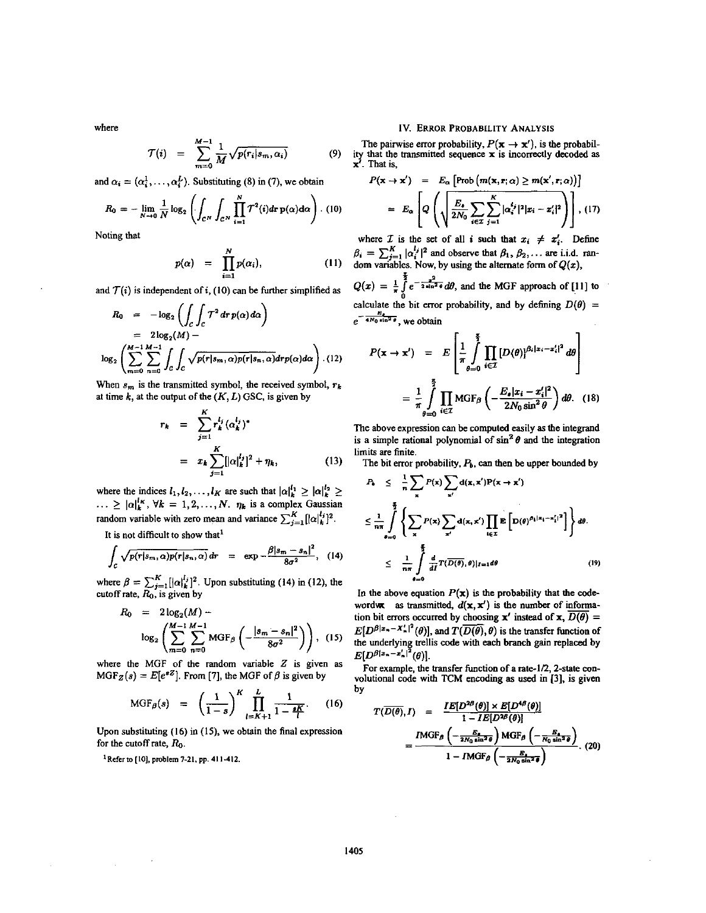where

$$\mathcal{T}(i) = \sum_{m=0}^{M-1} \frac{1}{M} \sqrt{p(r_i|s_m, \alpha_i)} \quad (9)$$

and $\alpha_i = (\alpha_i^1, \ldots, \alpha_i^L)$. Substituting (8) in (7), we obtain

$$R_0 = -\lim_{N \to 0} \frac{1}{N} \log_2 \left( \int_{\mathcal{C}^N} \int_{\mathcal{C}^N} \prod_{i=1}^{N} \mathcal{T}^2(i) dr\, p(\alpha) d\alpha \right). \quad (10)$$

Noting that

$$p(\alpha) = \prod_{i=1}^{N} p(\alpha_i), \quad (11)$$

and $\mathcal{T}(i)$ is independent of $i$, (10) can be further simplified as

$$R_0 = -\log_2 \left( \int_{\mathcal{C}} \int_{\mathcal{C}} \mathcal{T}^2 dr\, p(\alpha) d\alpha \right)$$

$$= 2\log_2(M) -$$

$$\log_2 \left( \sum_{m=0}^{M-1} \sum_{n=0}^{M-1} \int_{\mathcal{C}} \int_{\mathcal{C}} \sqrt{p(r|s_m, \alpha) p(r|s_n, \alpha)} dr\, p(\alpha) d\alpha \right). \quad (12)$$

When $s_m$ is the transmitted symbol, the received symbol, $r_k$ at time $k$, at the output of the $(K, L)$ GSC, is given by

$$r_k = \sum_{j=1}^{K} r_k^{l_j} (\alpha_k^{l_j})^*$$

$$= x_k \sum_{j=1}^{K} [|\alpha|_k^{l_j}]^2 + \eta_k, \quad (13)$$

where the indices $l_1, l_2, \ldots, l_K$ are such that $|\alpha|_k^{l_1} \geq |\alpha|_k^{l_2} \geq \ldots \geq |\alpha|_k^{l_K}$, $\forall k = 1, 2, \ldots, N$. $\eta_k$ is a complex Gaussian random variable with zero mean and variance $\sum_{j=1}^{K} [|\alpha|_k^{l_j}]^2$.

It is not difficult to show that[1]

$$\int_{\mathcal{C}} \sqrt{p(r|s_m, \alpha) p(r|s_n, \alpha)} dr = \exp - \frac{\beta |s_m - s_n|^2}{8\sigma^2}, \quad (14)$$

where $\beta = \sum_{j=1}^{K} [|\alpha|_k^{l_j}]^2$. Upon substituting (14) in (12), the cutoff rate, $R_0$, is given by

$$R_0 = 2\log_2(M) - \log_2 \left( \sum_{m=0}^{M-1} \sum_{n=0}^{M-1} \text{MGF}_\beta \left( -\frac{|s_m - s_n|^2}{8\sigma^2} \right) \right), \quad (15)$$

where the MGF of the random variable $Z$ is given as $\text{MGF}_Z(s) = E[e^{sZ}]$. From [7], the MGF of $\beta$ is given by

$$\text{MGF}_\beta(s) = \left( \frac{1}{1-s} \right)^K \prod_{l=K+1}^{L} \frac{1}{1 - \frac{sK}{l}}. \quad (16)$$

Upon substituting (16) in (15), we obtain the final expression for the cutoff rate, $R_0$.

[1] Refer to [10], problem 7-21, pp. 411-412.

## IV. Error Probability Analysis

The pairwise error probability, $P(\mathbf{x} \to \mathbf{x}')$, is the probability that the transmitted sequence $\mathbf{x}$ is incorrectly decoded as $\mathbf{x}'$. That is,

$$P(\mathbf{x} \to \mathbf{x}') = E_\alpha \left[ \text{Prob}\left( m(\mathbf{x}, \mathbf{r}; \alpha) \geq m(\mathbf{x}', \mathbf{r}; \alpha) \right) \right]$$

$$= E_\alpha \left[ Q \left( \sqrt{\frac{E_s}{2N_0} \sum_{i \in \mathcal{I}} \sum_{j=1}^{K} |\alpha_i^{l_j}|^2 |x_i - x_i'|^2} \right) \right], \quad (17)$$

where $\mathcal{I}$ is the set of all $i$ such that $x_i \neq x_i'$. Define $\beta_i = \sum_{j=1}^{K} |\alpha_i^{l_j}|^2$ and observe that $\beta_1, \beta_2, \ldots$ are i.i.d. random variables. Now, by using the alternate form of $Q(x)$, $Q(x) = \frac{1}{\pi} \int_0^{\frac{\pi}{2}} e^{-\frac{x^2}{2\sin^2\theta}} d\theta$, and the MGF approach of [11] to calculate the bit error probability, and by defining $D(\theta) = e^{-\frac{E_s}{4N_0 \sin^2\theta}}$, we obtain

$$P(\mathbf{x} \to \mathbf{x}') = E \left[ \frac{1}{\pi} \int_{\theta=0}^{\frac{\pi}{2}} \prod_{i \in \mathcal{I}} [D(\theta)]^{\beta_i |x_i - x_i'|^2} d\theta \right]$$

$$= \frac{1}{\pi} \int_{\theta=0}^{\frac{\pi}{2}} \prod_{i \in \mathcal{I}} \text{MGF}_\beta \left( -\frac{E_s |x_i - x_i'|^2}{2N_0 \sin^2\theta} \right) d\theta. \quad (18)$$

The above expression can be computed easily as the integrand is a simple rational polynomial of $\sin^2\theta$ and the integration limits are finite.

The bit error probability, $P_b$, can then be upper bounded by

$$P_b \leq \frac{1}{n} \sum_{\mathbf{x}} P(\mathbf{x}) \sum_{\mathbf{x}'} d(\mathbf{x}, \mathbf{x}') P(\mathbf{x} \to \mathbf{x}')$$

$$\leq \frac{1}{n\pi} \int_{\theta=0}^{\frac{\pi}{2}} \left\{ \sum_{\mathbf{x}} P(\mathbf{x}) \sum_{\mathbf{x}'} d(\mathbf{x}, \mathbf{x}') \prod_{i \in \mathcal{I}} \mathbf{E} \left[ \mathbf{D}(\theta)^{\beta_i |x_i - x_i'|^2} \right] \right\} d\theta.$$

$$\leq \frac{1}{n\pi} \int_{\theta=0}^{\frac{\pi}{2}} \frac{d}{dI} T(\overline{D(\theta)}, \theta)|_{I=1} d\theta \quad (19)$$

In the above equation $P(\mathbf{x})$ is the probability that the codeword $\mathbf{x}$ was transmitted, $d(\mathbf{x}, \mathbf{x}')$ is the number of information bit errors occurred by choosing $\mathbf{x}'$ instead of $\mathbf{x}$, $\overline{D(\theta)} = E[D^{\beta|x_n - x_n'|^2}(\theta)]$, and $T(\overline{D(\theta)}, \theta)$ is the transfer function of the underlying trellis code with each branch gain replaced by $E[D^{\beta|x_n - x_n'|^2}(\theta)]$.

For example, the transfer function of a rate-1/2, 2-state convolutional code with TCM encoding as used in [3], is given by

$$T(\overline{D(\theta)}, I) = \frac{I E[D^{2\beta}(\theta)] \times E[D^{4\beta}(\theta)]}{1 - I E[D^{2\beta}(\theta)]}$$

$$= \frac{I \text{MGF}_\beta \left( -\frac{E_s}{2N_0 \sin^2\theta} \right) \text{MGF}_\beta \left( -\frac{E_s}{N_0 \sin^2\theta} \right)}{1 - I \text{MGF}_\beta \left( -\frac{E_s}{2N_0 \sin^2\theta} \right)}. \quad (20)$$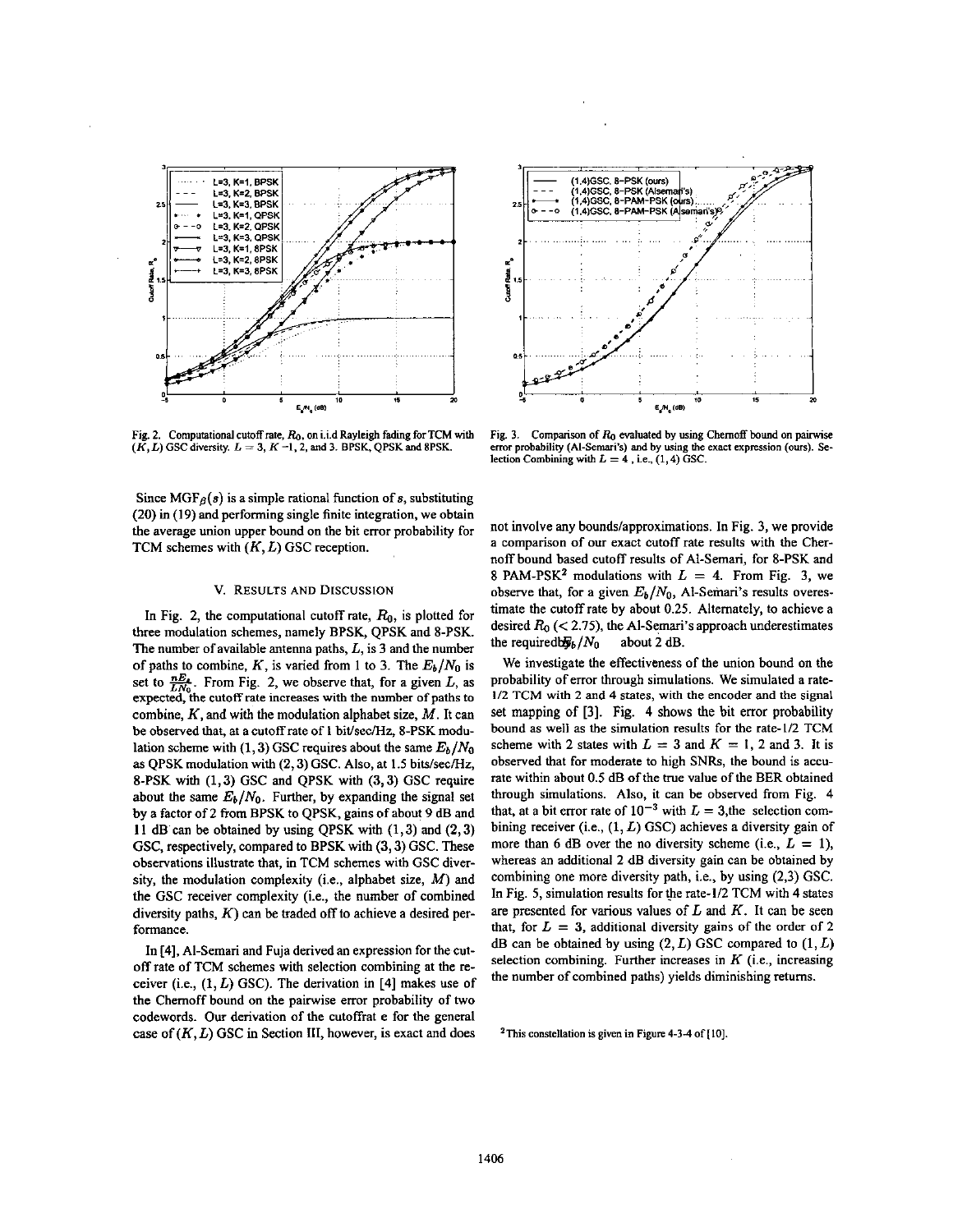Fig. 2. Computational cutoff rate, $R_0$, on i.i.d Rayleigh fading for TCM with $(K, L)$ GSC diversity. $L = 3$, $K = 1$, 2, and 3. BPSK, QPSK and 8PSK.

Fig. 3. Comparison of $R_0$ evaluated by using Chernoff bound on pairwise error probability (Al-Semari's) and by using the exact expression (ours). Selection Combining with $L = 4$ , i.e., $(1, 4)$ GSC.

Since $\text{MGF}_\beta(s)$ is a simple rational function of $s$, substituting (20) in (19) and performing single finite integration, we obtain the average union upper bound on the bit error probability for TCM schemes with $(K, L)$ GSC reception.

## V. Results and Discussion

In Fig. 2, the computational cutoff rate, $R_0$, is plotted for three modulation schemes, namely BPSK, QPSK and 8-PSK. The number of available antenna paths, $L$, is 3 and the number of paths to combine, $K$, is varied from 1 to 3. The $E_b/N_0$ is set to $\frac{nE_s}{LN_0}$. From Fig. 2, we observe that, for a given $L$, as expected, the cutoff rate increases with the number of paths to combine, $K$, and with the modulation alphabet size, $M$. It can be observed that, at a cutoff rate of 1 bit/sec/Hz, 8-PSK modulation scheme with $(1, 3)$ GSC requires about the same $E_b/N_0$ as QPSK modulation with $(2, 3)$ GSC. Also, at 1.5 bits/sec/Hz, 8-PSK with $(1, 3)$ GSC and QPSK with $(3, 3)$ GSC require about the same $E_b/N_0$. Further, by expanding the signal set by a factor of 2 from BPSK to QPSK, gains of about 9 dB and 11 dB can be obtained by using QPSK with $(1, 3)$ and $(2, 3)$ GSC, respectively, compared to BPSK with $(3, 3)$ GSC. These observations illustrate that, in TCM schemes with GSC diversity, the modulation complexity (i.e., alphabet size, $M$) and the GSC receiver complexity (i.e., the number of combined diversity paths, $K$) can be traded off to achieve a desired performance.

In [4], Al-Semari and Fuja derived an expression for the cutoff rate of TCM schemes with selection combining at the receiver (i.e., $(1, L)$ GSC). The derivation in [4] makes use of the Chernoff bound on the pairwise error probability of two codewords. Our derivation of the cutoffrat e for the general case of $(K, L)$ GSC in Section III, however, is exact and does not involve any bounds/approximations. In Fig. 3, we provide a comparison of our exact cutoff rate results with the Chernoff bound based cutoff results of Al-Semari, for 8-PSK and 8 PAM-PSK[2] modulations with $L = 4$. From Fig. 3, we observe that, for a given $E_b/N_0$, Al-Semari's results overestimate the cutoff rate by about 0.25. Alternately, to achieve a desired $R_0$ ($< 2.75$), the Al-Semari's approach underestimates the required $E_b/N_0$ about 2 dB.

We investigate the effectiveness of the union bound on the probability of error through simulations. We simulated a rate-1/2 TCM with 2 and 4 states, with the encoder and the signal set mapping of [3]. Fig. 4 shows the bit error probability bound as well as the simulation results for the rate-1/2 TCM scheme with 2 states with $L = 3$ and $K = 1$, 2 and 3. It is observed that for moderate to high SNRs, the bound is accurate within about 0.5 dB of the true value of the BER obtained through simulations. Also, it can be observed from Fig. 4 that, at a bit error rate of $10^{-3}$ with $L = 3$, the selection combining receiver (i.e., $(1, L)$ GSC) achieves a diversity gain of more than 6 dB over the no diversity scheme (i.e., $L = 1$), whereas an additional 2 dB diversity gain can be obtained by combining one more diversity path, i.e., by using $(2,3)$ GSC. In Fig. 5, simulation results for the rate-1/2 TCM with 4 states are presented for various values of $L$ and $K$. It can be seen that, for $L = 3$, additional diversity gains of the order of 2 dB can be obtained by using $(2, L)$ GSC compared to $(1, L)$ selection combining. Further increases in $K$ (i.e., increasing the number of combined paths) yields diminishing returns.

[2] This constellation is given in Figure 4-3-4 of [10].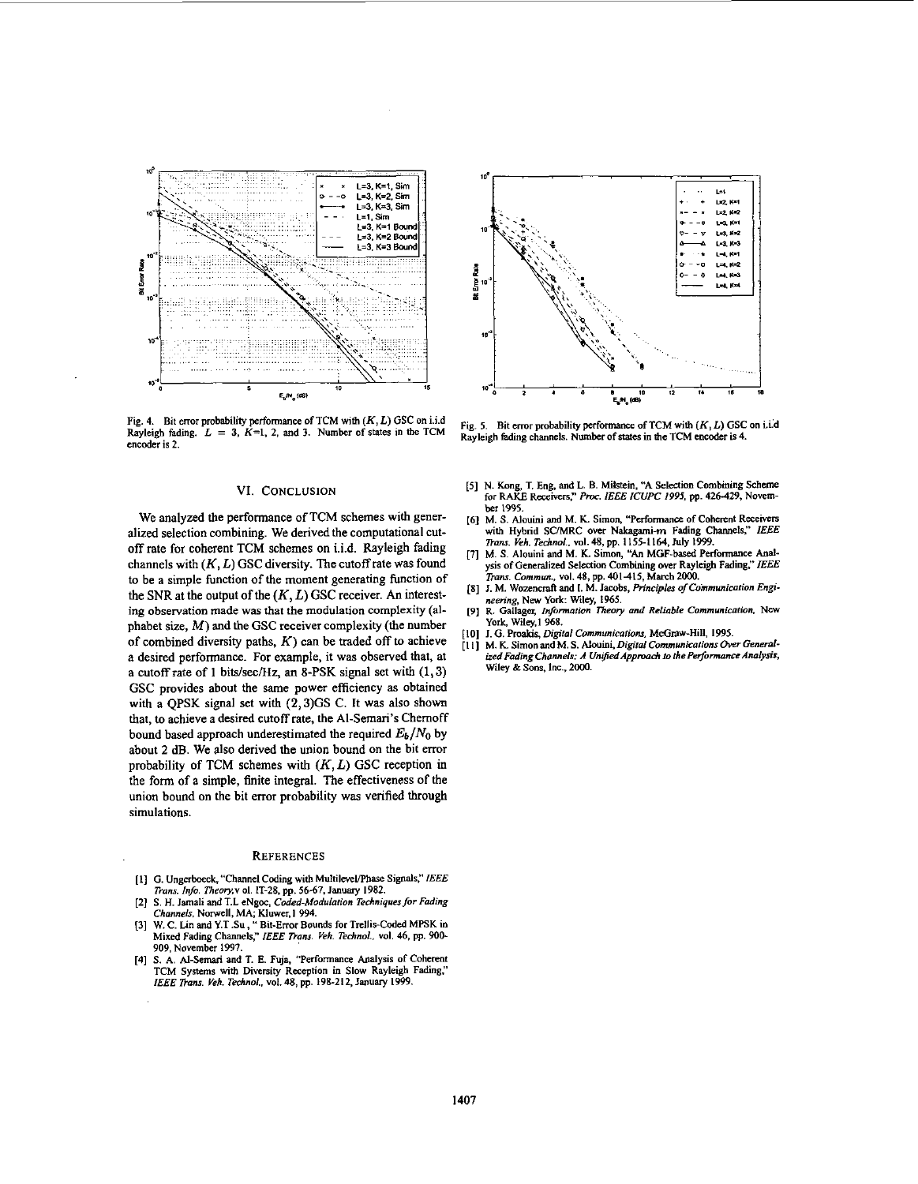$10^0$

× × L=3, K=1, Sim
o - - o L=3, K=2, Sim
•——• L=3, K=3, Sim
- - - L=1, Sim
L=3, K=1 Bound
- - - L=3, K=2 Bound
——— L=3, K=3 Bound

Bit Error Rate

$E_b/N_0$ (dB)

0 5 10 15

Fig. 4. Bit error probability performance of TCM with $(K, L)$ GSC on i.i.d Rayleigh fading. $L = 3$, $K$=1, 2, and 3. Number of states in the TCM encoder is 2.

L=1
L=2, K=1
L=2, K=2
L=3, K=1
L=3, K=2
L=3, K=3
L=4, K=1
L=4, K=2
L=4, K=3
L=4, K=4

Bit Error Rate

$E_b/N_0$ (dB)

0 2 4 6 8 10 12 14 16 18

Fig. 5. Bit error probability performance of TCM with $(K, L)$ GSC on i.i.d Rayleigh fading channels. Number of states in the TCM encoder is 4.

## VI. Conclusion

We analyzed the performance of TCM schemes with generalized selection combining. We derived the computational cutoff rate for coherent TCM schemes on i.i.d. Rayleigh fading channels with $(K, L)$ GSC diversity. The cutoff rate was found to be a simple function of the moment generating function of the SNR at the output of the $(K, L)$ GSC receiver. An interesting observation made was that the modulation complexity (alphabet size, $M$) and the GSC receiver complexity (the number of combined diversity paths, $K$) can be traded off to achieve a desired performance. For example, it was observed that, at a cutoff rate of 1 bits/sec/Hz, an 8-PSK signal set with $(1, 3)$ GSC provides about the same power efficiency as obtained with a QPSK signal set with $(2, 3)$GS C. It was also shown that, to achieve a desired cutoff rate, the Al-Semari's Chernoff bound based approach underestimated the required $E_b/N_0$ by about 2 dB. We also derived the union bound on the bit error probability of TCM schemes with $(K, L)$ GSC reception in the form of a simple, finite integral. The effectiveness of the union bound on the bit error probability was verified through simulations.

## References

[1] G. Ungerboeck, "Channel Coding with Multilevel/Phase Signals," *IEEE Trans. Info. Theory*, vol. IT-28, pp. 56-67, January 1982.

[2] S. H. Jamali and T.L eNgoc, *Coded-Modulation Techniques for Fading Channels*. Norwell, MA; Kluwer, 1994.

[3] W. C. Lin and Y.T .Su , " Bit-Error Bounds for Trellis-Coded MPSK in Mixed Fading Channels," *IEEE Trans. Veh. Technol.*, vol. 46, pp. 900-909, November 1997.

[4] S. A. Al-Semari and T. E. Fuja, "Performance Analysis of Coherent TCM Systems with Diversity Reception in Slow Rayleigh Fading," *IEEE Trans. Veh. Technol.*, vol. 48, pp. 198-212, January 1999.

[5] N. Kong, T. Eng, and L. B. Milstein, "A Selection Combining Scheme for RAKE Receivers," *Proc. IEEE ICUPC 1995*, pp. 426-429, November 1995.

[6] M. S. Alouini and M. K. Simon, "Performance of Coherent Receivers with Hybrid SC/MRC over Nakagami-m Fading Channels," *IEEE Trans. Veh. Technol.*, vol. 48, pp. 1155-1164, July 1999.

[7] M. S. Alouini and M. K. Simon, "An MGF-based Performance Analysis of Generalized Selection Combining over Rayleigh Fading," *IEEE Trans. Commun.*, vol. 48, pp. 401-415, March 2000.

[8] J. M. Wozencraft and I. M. Jacobs, *Principles of Communication Engineering*, New York: Wiley, 1965.

[9] R. Gallager, *Information Theory and Reliable Communication*, New York, Wiley, 1968.

[10] J. G. Proakis, *Digital Communications*, McGraw-Hill, 1995.

[11] M. K. Simon and M. S. Alouini, *Digital Communications Over Generalized Fading Channels: A Unified Approach to the Performance Analysis*, Wiley & Sons, Inc., 2000.